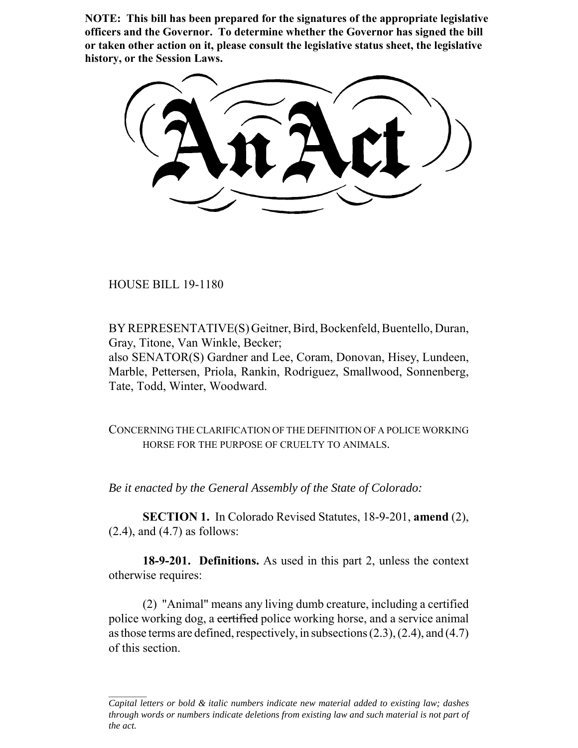**NOTE: This bill has been prepared for the signatures of the appropriate legislative officers and the Governor. To determine whether the Governor has signed the bill or taken other action on it, please consult the legislative status sheet, the legislative history, or the Session Laws.**

# An Act

HOUSE BILL 19-1180

BY REPRESENTATIVE(S) Geitner, Bird, Bockenfeld, Buentello, Duran, Gray, Titone, Van Winkle, Becker;
also SENATOR(S) Gardner and Lee, Coram, Donovan, Hisey, Lundeen, Marble, Pettersen, Priola, Rankin, Rodriguez, Smallwood, Sonnenberg, Tate, Todd, Winter, Woodward.

CONCERNING THE CLARIFICATION OF THE DEFINITION OF A POLICE WORKING HORSE FOR THE PURPOSE OF CRUELTY TO ANIMALS.

*Be it enacted by the General Assembly of the State of Colorado:*

**SECTION 1.** In Colorado Revised Statutes, 18-9-201, **amend** (2), (2.4), and (4.7) as follows:

**18-9-201. Definitions.** As used in this part 2, unless the context otherwise requires:

(2) "Animal" means any living dumb creature, including a certified police working dog, a ~~certified~~ police working horse, and a service animal as those terms are defined, respectively, in subsections (2.3), (2.4), and (4.7) of this section.

---

*Capital letters or bold & italic numbers indicate new material added to existing law; dashes through words or numbers indicate deletions from existing law and such material is not part of the act.*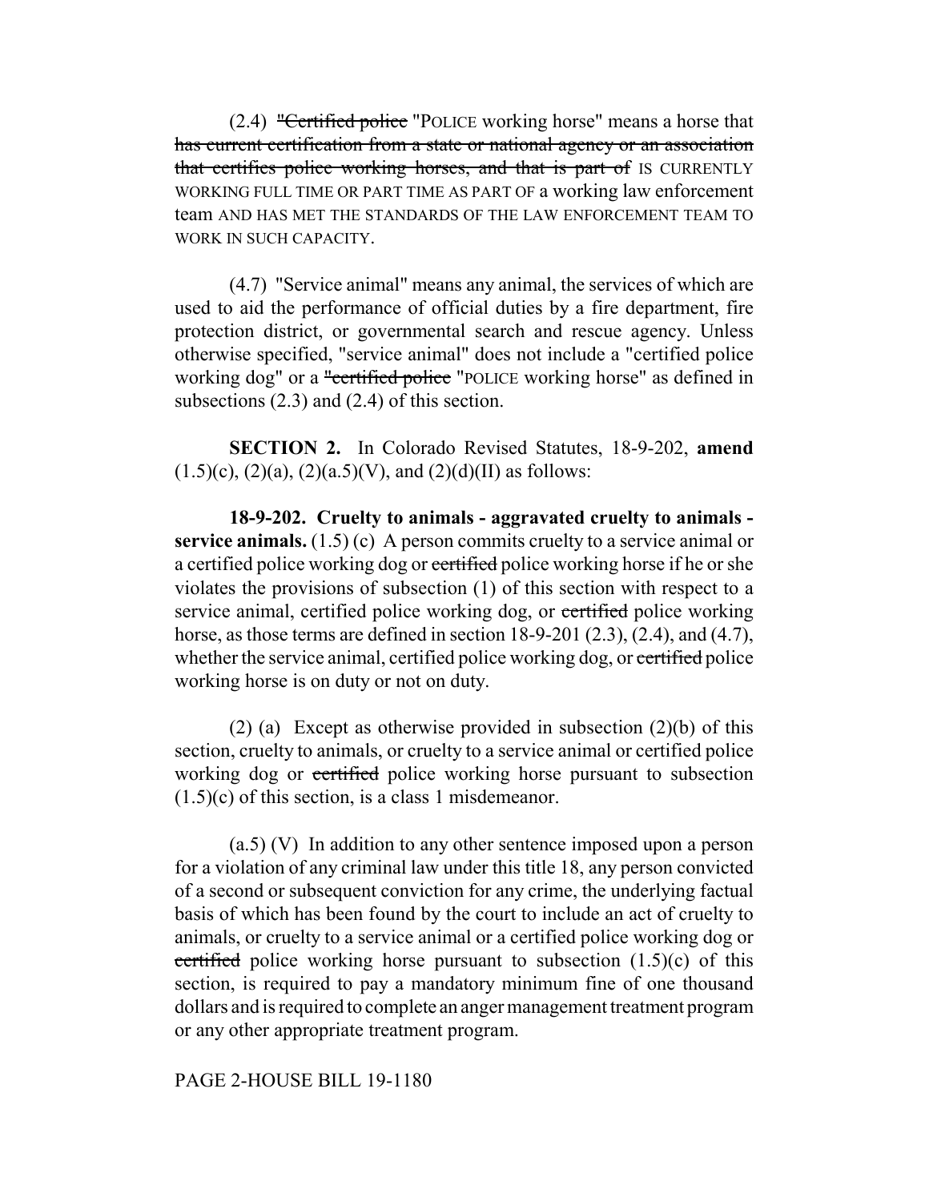(2.4) ~~"Certified police~~ "POLICE working horse" means a horse that ~~has current certification from a state or national agency or an association that certifies police working horses, and that is part of~~ IS CURRENTLY WORKING FULL TIME OR PART TIME AS PART OF a working law enforcement team AND HAS MET THE STANDARDS OF THE LAW ENFORCEMENT TEAM TO WORK IN SUCH CAPACITY.

(4.7) "Service animal" means any animal, the services of which are used to aid the performance of official duties by a fire department, fire protection district, or governmental search and rescue agency. Unless otherwise specified, "service animal" does not include a "certified police working dog" or a ~~"certified police~~ "POLICE working horse" as defined in subsections (2.3) and (2.4) of this section.

**SECTION 2.** In Colorado Revised Statutes, 18-9-202, **amend** (1.5)(c), (2)(a), (2)(a.5)(V), and (2)(d)(II) as follows:

**18-9-202. Cruelty to animals - aggravated cruelty to animals - service animals.** (1.5) (c) A person commits cruelty to a service animal or a certified police working dog or ~~certified~~ police working horse if he or she violates the provisions of subsection (1) of this section with respect to a service animal, certified police working dog, or ~~certified~~ police working horse, as those terms are defined in section 18-9-201 (2.3), (2.4), and (4.7), whether the service animal, certified police working dog, or ~~certified~~ police working horse is on duty or not on duty.

(2) (a) Except as otherwise provided in subsection (2)(b) of this section, cruelty to animals, or cruelty to a service animal or certified police working dog or ~~certified~~ police working horse pursuant to subsection (1.5)(c) of this section, is a class 1 misdemeanor.

(a.5) (V) In addition to any other sentence imposed upon a person for a violation of any criminal law under this title 18, any person convicted of a second or subsequent conviction for any crime, the underlying factual basis of which has been found by the court to include an act of cruelty to animals, or cruelty to a service animal or a certified police working dog or ~~certified~~ police working horse pursuant to subsection (1.5)(c) of this section, is required to pay a mandatory minimum fine of one thousand dollars and is required to complete an anger management treatment program or any other appropriate treatment program.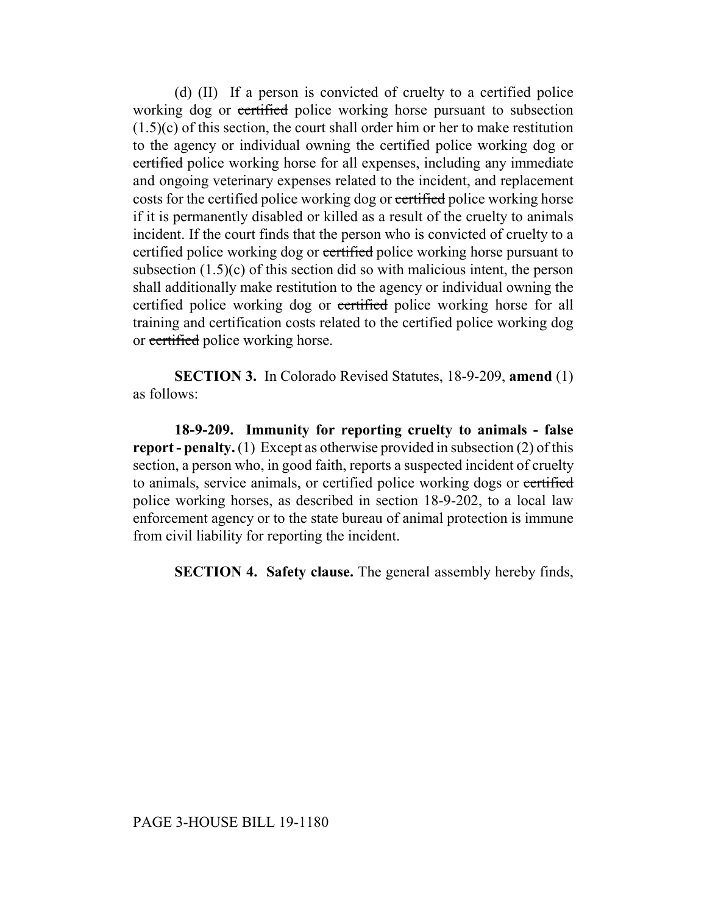(d) (II) If a person is convicted of cruelty to a certified police working dog or ~~certified~~ police working horse pursuant to subsection (1.5)(c) of this section, the court shall order him or her to make restitution to the agency or individual owning the certified police working dog or ~~certified~~ police working horse for all expenses, including any immediate and ongoing veterinary expenses related to the incident, and replacement costs for the certified police working dog or ~~certified~~ police working horse if it is permanently disabled or killed as a result of the cruelty to animals incident. If the court finds that the person who is convicted of cruelty to a certified police working dog or ~~certified~~ police working horse pursuant to subsection (1.5)(c) of this section did so with malicious intent, the person shall additionally make restitution to the agency or individual owning the certified police working dog or ~~certified~~ police working horse for all training and certification costs related to the certified police working dog or ~~certified~~ police working horse.

**SECTION 3.** In Colorado Revised Statutes, 18-9-209, **amend** (1) as follows:

**18-9-209. Immunity for reporting cruelty to animals - false report - penalty.** (1) Except as otherwise provided in subsection (2) of this section, a person who, in good faith, reports a suspected incident of cruelty to animals, service animals, or certified police working dogs or ~~certified~~ police working horses, as described in section 18-9-202, to a local law enforcement agency or to the state bureau of animal protection is immune from civil liability for reporting the incident.

**SECTION 4. Safety clause.** The general assembly hereby finds,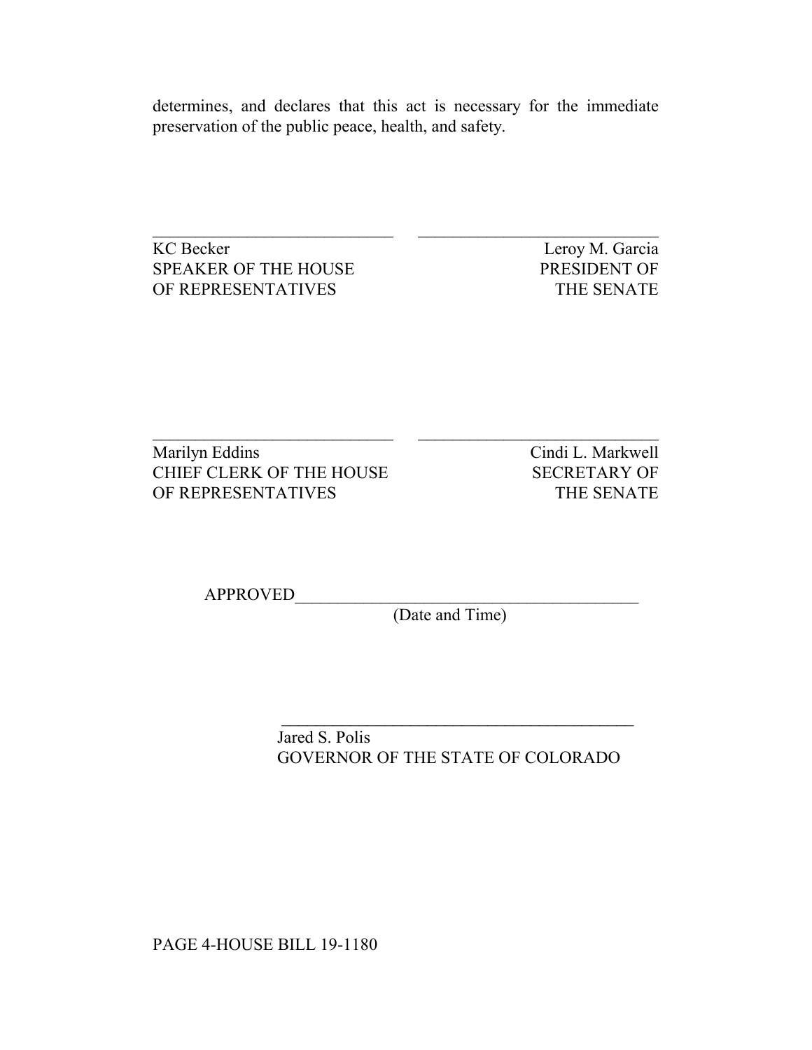determines, and declares that this act is necessary for the immediate preservation of the public peace, health, and safety.

| | |
|---|---|
| \_\_\_\_\_\_\_\_\_\_\_\_\_\_\_\_\_\_\_\_\_\_\_\_\_\_\_\_ | \_\_\_\_\_\_\_\_\_\_\_\_\_\_\_\_\_\_\_\_\_\_\_\_\_\_\_\_ |
| KC Becker<br>SPEAKER OF THE HOUSE<br>OF REPRESENTATIVES | Leroy M. Garcia<br>PRESIDENT OF<br>THE SENATE |
| \_\_\_\_\_\_\_\_\_\_\_\_\_\_\_\_\_\_\_\_\_\_\_\_\_\_\_\_ | \_\_\_\_\_\_\_\_\_\_\_\_\_\_\_\_\_\_\_\_\_\_\_\_\_\_\_\_ |
| Marilyn Eddins<br>CHIEF CLERK OF THE HOUSE<br>OF REPRESENTATIVES | Cindi L. Markwell<br>SECRETARY OF<br>THE SENATE |

APPROVED\_\_\_\_\_\_\_\_\_\_\_\_\_\_\_\_\_\_\_\_\_\_\_\_\_\_\_\_\_\_\_\_\_\_\_\_\_\_\_\_
(Date and Time)

\_\_\_\_\_\_\_\_\_\_\_\_\_\_\_\_\_\_\_\_\_\_\_\_\_\_\_\_\_\_\_\_\_\_\_\_\_\_\_\_\_\_
Jared S. Polis
GOVERNOR OF THE STATE OF COLORADO

PAGE 4-HOUSE BILL 19-1180